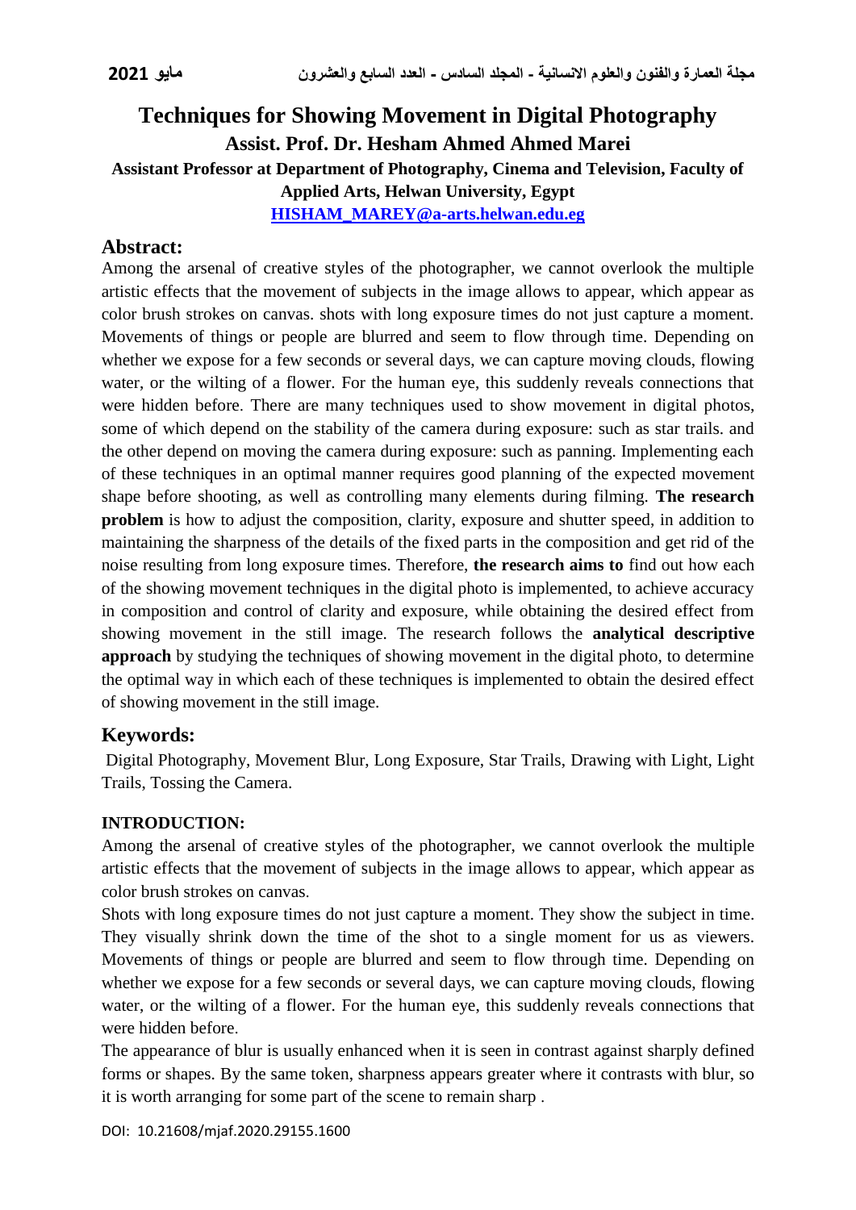# Techniques for Showing Movement in Digital Photography

**Assist. Prof. Dr. Hesham Ahmed Ahmed Marei**

**Assistant Professor at Department of Photography, Cinema and Television, Faculty of Applied Arts, Helwan University, Egypt**

**HISHAM_MAREY@a-arts.helwan.edu.eg**

## Abstract:

Among the arsenal of creative styles of the photographer, we cannot overlook the multiple artistic effects that the movement of subjects in the image allows to appear, which appear as color brush strokes on canvas. shots with long exposure times do not just capture a moment. Movements of things or people are blurred and seem to flow through time. Depending on whether we expose for a few seconds or several days, we can capture moving clouds, flowing water, or the wilting of a flower. For the human eye, this suddenly reveals connections that were hidden before. There are many techniques used to show movement in digital photos, some of which depend on the stability of the camera during exposure: such as star trails. and the other depend on moving the camera during exposure: such as panning. Implementing each of these techniques in an optimal manner requires good planning of the expected movement shape before shooting, as well as controlling many elements during filming. **The research problem** is how to adjust the composition, clarity, exposure and shutter speed, in addition to maintaining the sharpness of the details of the fixed parts in the composition and get rid of the noise resulting from long exposure times. Therefore, **the research aims to** find out how each of the showing movement techniques in the digital photo is implemented, to achieve accuracy in composition and control of clarity and exposure, while obtaining the desired effect from showing movement in the still image. The research follows the **analytical descriptive approach** by studying the techniques of showing movement in the digital photo, to determine the optimal way in which each of these techniques is implemented to obtain the desired effect of showing movement in the still image.

## Keywords:

Digital Photography, Movement Blur, Long Exposure, Star Trails, Drawing with Light, Light Trails, Tossing the Camera.

### INTRODUCTION:

Among the arsenal of creative styles of the photographer, we cannot overlook the multiple artistic effects that the movement of subjects in the image allows to appear, which appear as color brush strokes on canvas.

Shots with long exposure times do not just capture a moment. They show the subject in time. They visually shrink down the time of the shot to a single moment for us as viewers. Movements of things or people are blurred and seem to flow through time. Depending on whether we expose for a few seconds or several days, we can capture moving clouds, flowing water, or the wilting of a flower. For the human eye, this suddenly reveals connections that were hidden before.

The appearance of blur is usually enhanced when it is seen in contrast against sharply defined forms or shapes. By the same token, sharpness appears greater where it contrasts with blur, so it is worth arranging for some part of the scene to remain sharp .

DOI: 10.21608/mjaf.2020.29155.1600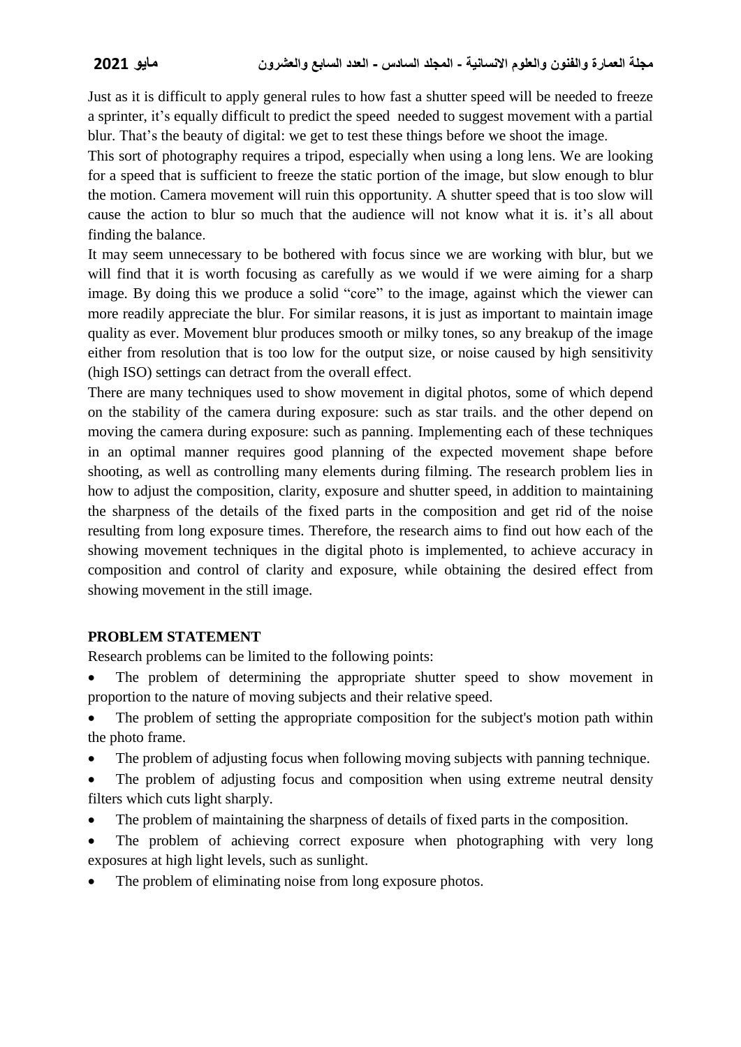Just as it is difficult to apply general rules to how fast a shutter speed will be needed to freeze a sprinter, it's equally difficult to predict the speed needed to suggest movement with a partial blur. That's the beauty of digital: we get to test these things before we shoot the image.

This sort of photography requires a tripod, especially when using a long lens. We are looking for a speed that is sufficient to freeze the static portion of the image, but slow enough to blur the motion. Camera movement will ruin this opportunity. A shutter speed that is too slow will cause the action to blur so much that the audience will not know what it is. it's all about finding the balance.

It may seem unnecessary to be bothered with focus since we are working with blur, but we will find that it is worth focusing as carefully as we would if we were aiming for a sharp image. By doing this we produce a solid "core" to the image, against which the viewer can more readily appreciate the blur. For similar reasons, it is just as important to maintain image quality as ever. Movement blur produces smooth or milky tones, so any breakup of the image either from resolution that is too low for the output size, or noise caused by high sensitivity (high ISO) settings can detract from the overall effect.

There are many techniques used to show movement in digital photos, some of which depend on the stability of the camera during exposure: such as star trails. and the other depend on moving the camera during exposure: such as panning. Implementing each of these techniques in an optimal manner requires good planning of the expected movement shape before shooting, as well as controlling many elements during filming. The research problem lies in how to adjust the composition, clarity, exposure and shutter speed, in addition to maintaining the sharpness of the details of the fixed parts in the composition and get rid of the noise resulting from long exposure times. Therefore, the research aims to find out how each of the showing movement techniques in the digital photo is implemented, to achieve accuracy in composition and control of clarity and exposure, while obtaining the desired effect from showing movement in the still image.

## PROBLEM STATEMENT

Research problems can be limited to the following points:

- The problem of determining the appropriate shutter speed to show movement in proportion to the nature of moving subjects and their relative speed.
- The problem of setting the appropriate composition for the subject's motion path within the photo frame.
- The problem of adjusting focus when following moving subjects with panning technique.
- The problem of adjusting focus and composition when using extreme neutral density filters which cuts light sharply.
- The problem of maintaining the sharpness of details of fixed parts in the composition.
- The problem of achieving correct exposure when photographing with very long exposures at high light levels, such as sunlight.
- The problem of eliminating noise from long exposure photos.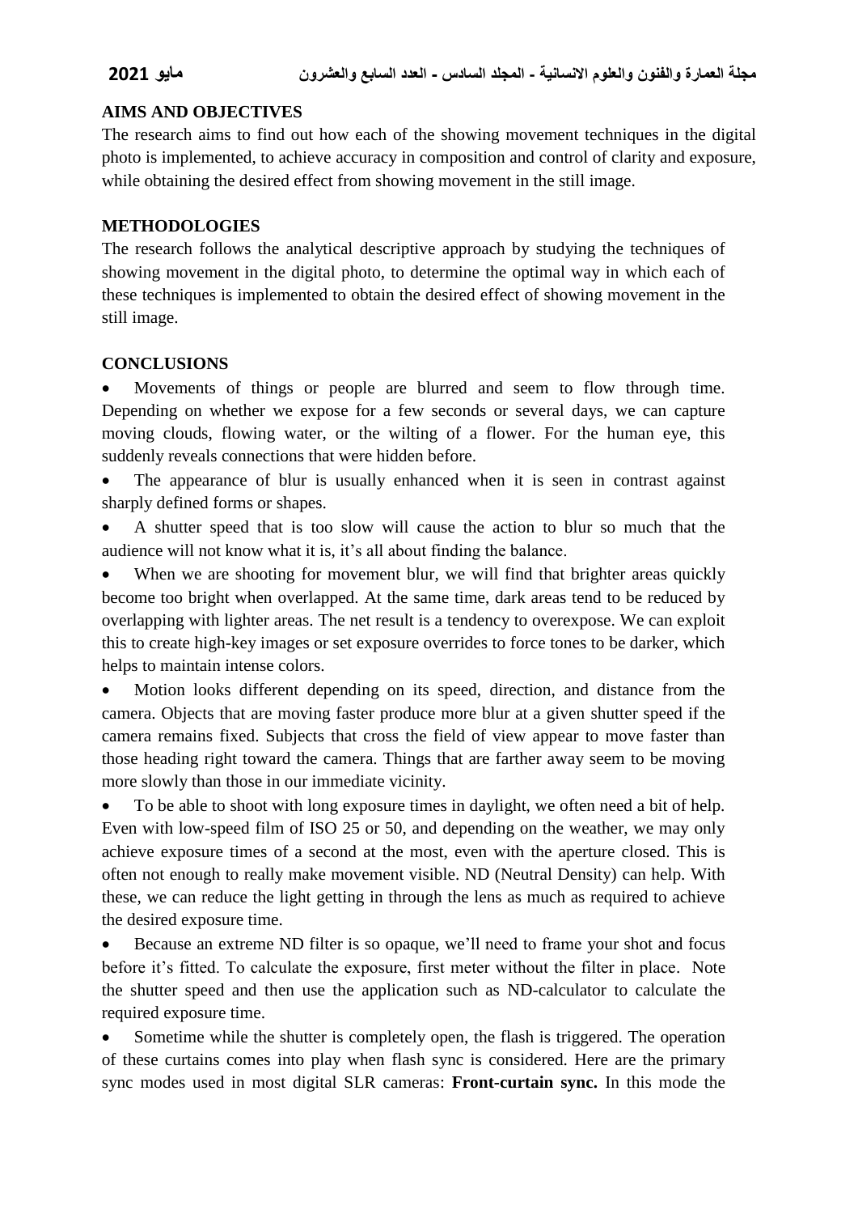**AIMS AND OBJECTIVES**

The research aims to find out how each of the showing movement techniques in the digital photo is implemented, to achieve accuracy in composition and control of clarity and exposure, while obtaining the desired effect from showing movement in the still image.

**METHODOLOGIES**

The research follows the analytical descriptive approach by studying the techniques of showing movement in the digital photo, to determine the optimal way in which each of these techniques is implemented to obtain the desired effect of showing movement in the still image.

**CONCLUSIONS**

- Movements of things or people are blurred and seem to flow through time. Depending on whether we expose for a few seconds or several days, we can capture moving clouds, flowing water, or the wilting of a flower. For the human eye, this suddenly reveals connections that were hidden before.
- The appearance of blur is usually enhanced when it is seen in contrast against sharply defined forms or shapes.
- A shutter speed that is too slow will cause the action to blur so much that the audience will not know what it is, it's all about finding the balance.
- When we are shooting for movement blur, we will find that brighter areas quickly become too bright when overlapped. At the same time, dark areas tend to be reduced by overlapping with lighter areas. The net result is a tendency to overexpose. We can exploit this to create high-key images or set exposure overrides to force tones to be darker, which helps to maintain intense colors.
- Motion looks different depending on its speed, direction, and distance from the camera. Objects that are moving faster produce more blur at a given shutter speed if the camera remains fixed. Subjects that cross the field of view appear to move faster than those heading right toward the camera. Things that are farther away seem to be moving more slowly than those in our immediate vicinity.
- To be able to shoot with long exposure times in daylight, we often need a bit of help. Even with low-speed film of ISO 25 or 50, and depending on the weather, we may only achieve exposure times of a second at the most, even with the aperture closed. This is often not enough to really make movement visible. ND (Neutral Density) can help. With these, we can reduce the light getting in through the lens as much as required to achieve the desired exposure time.
- Because an extreme ND filter is so opaque, we'll need to frame your shot and focus before it's fitted. To calculate the exposure, first meter without the filter in place. Note the shutter speed and then use the application such as ND-calculator to calculate the required exposure time.
- Sometime while the shutter is completely open, the flash is triggered. The operation of these curtains comes into play when flash sync is considered. Here are the primary sync modes used in most digital SLR cameras: **Front-curtain sync.** In this mode the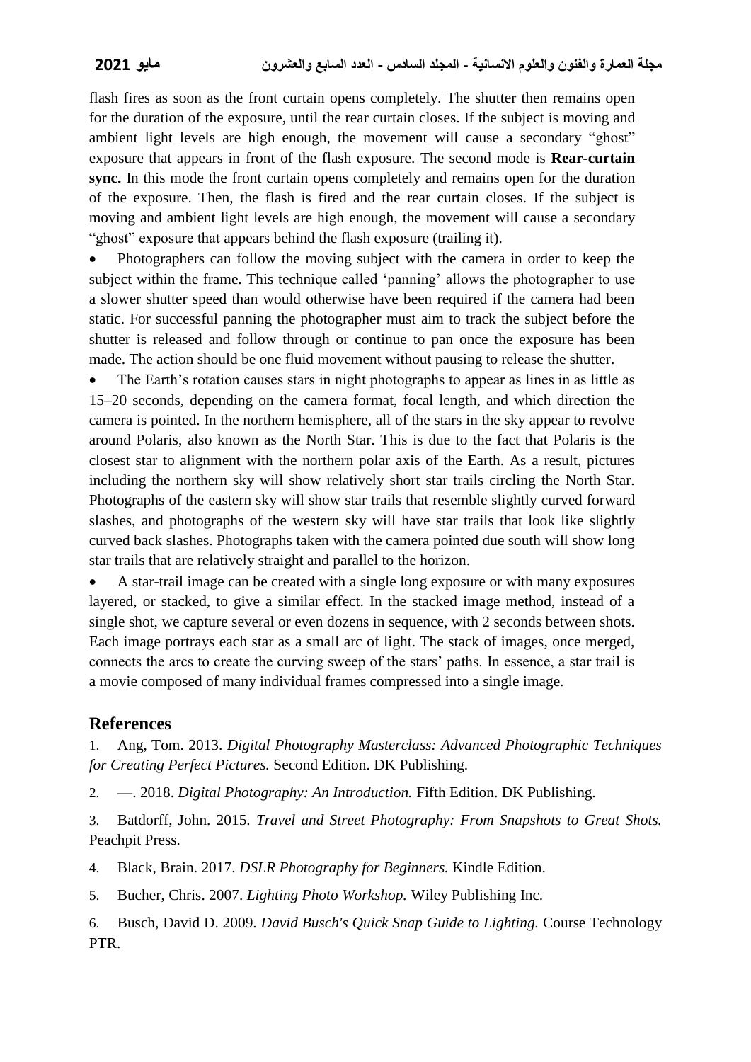flash fires as soon as the front curtain opens completely. The shutter then remains open for the duration of the exposure, until the rear curtain closes. If the subject is moving and ambient light levels are high enough, the movement will cause a secondary "ghost" exposure that appears in front of the flash exposure. The second mode is **Rear-curtain sync.** In this mode the front curtain opens completely and remains open for the duration of the exposure. Then, the flash is fired and the rear curtain closes. If the subject is moving and ambient light levels are high enough, the movement will cause a secondary "ghost" exposure that appears behind the flash exposure (trailing it).

- Photographers can follow the moving subject with the camera in order to keep the subject within the frame. This technique called 'panning' allows the photographer to use a slower shutter speed than would otherwise have been required if the camera had been static. For successful panning the photographer must aim to track the subject before the shutter is released and follow through or continue to pan once the exposure has been made. The action should be one fluid movement without pausing to release the shutter.
- The Earth's rotation causes stars in night photographs to appear as lines in as little as 15–20 seconds, depending on the camera format, focal length, and which direction the camera is pointed. In the northern hemisphere, all of the stars in the sky appear to revolve around Polaris, also known as the North Star. This is due to the fact that Polaris is the closest star to alignment with the northern polar axis of the Earth. As a result, pictures including the northern sky will show relatively short star trails circling the North Star. Photographs of the eastern sky will show star trails that resemble slightly curved forward slashes, and photographs of the western sky will have star trails that look like slightly curved back slashes. Photographs taken with the camera pointed due south will show long star trails that are relatively straight and parallel to the horizon.
- A star-trail image can be created with a single long exposure or with many exposures layered, or stacked, to give a similar effect. In the stacked image method, instead of a single shot, we capture several or even dozens in sequence, with 2 seconds between shots. Each image portrays each star as a small arc of light. The stack of images, once merged, connects the arcs to create the curving sweep of the stars' paths. In essence, a star trail is a movie composed of many individual frames compressed into a single image.

## References

1. Ang, Tom. 2013. *Digital Photography Masterclass: Advanced Photographic Techniques for Creating Perfect Pictures.* Second Edition. DK Publishing.
2. —. 2018. *Digital Photography: An Introduction.* Fifth Edition. DK Publishing.
3. Batdorff, John. 2015. *Travel and Street Photography: From Snapshots to Great Shots.* Peachpit Press.
4. Black, Brain. 2017. *DSLR Photography for Beginners.* Kindle Edition.
5. Bucher, Chris. 2007. *Lighting Photo Workshop.* Wiley Publishing Inc.
6. Busch, David D. 2009. *David Busch's Quick Snap Guide to Lighting.* Course Technology PTR.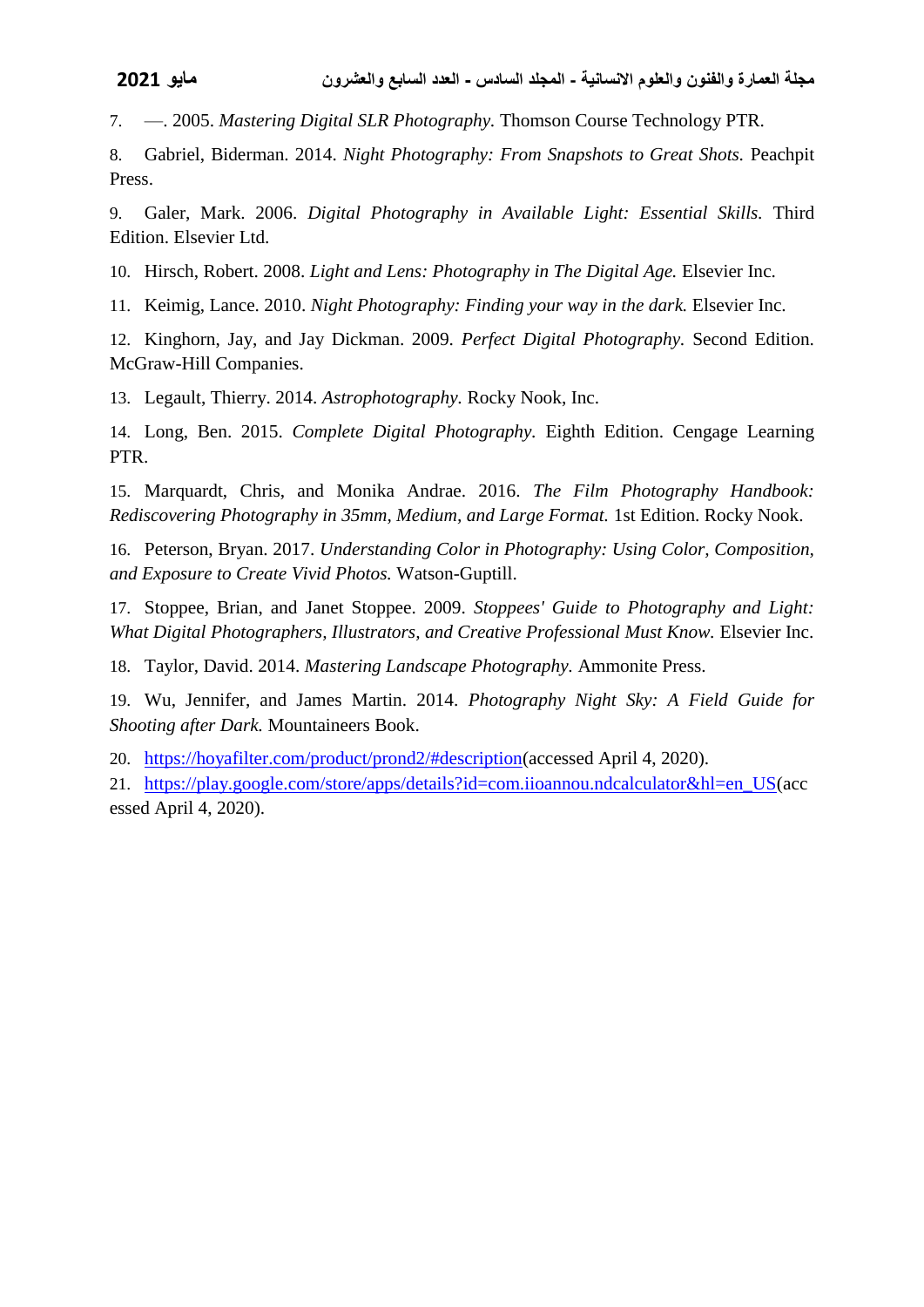7. —. 2005. *Mastering Digital SLR Photography.* Thomson Course Technology PTR.

8. Gabriel, Biderman. 2014. *Night Photography: From Snapshots to Great Shots.* Peachpit Press.

9. Galer, Mark. 2006. *Digital Photography in Available Light: Essential Skills.* Third Edition. Elsevier Ltd.

10. Hirsch, Robert. 2008. *Light and Lens: Photography in The Digital Age.* Elsevier Inc.

11. Keimig, Lance. 2010. *Night Photography: Finding your way in the dark.* Elsevier Inc.

12. Kinghorn, Jay, and Jay Dickman. 2009. *Perfect Digital Photography.* Second Edition. McGraw-Hill Companies.

13. Legault, Thierry. 2014. *Astrophotography.* Rocky Nook, Inc.

14. Long, Ben. 2015. *Complete Digital Photography.* Eighth Edition. Cengage Learning PTR.

15. Marquardt, Chris, and Monika Andrae. 2016. *The Film Photography Handbook: Rediscovering Photography in 35mm, Medium, and Large Format.* 1st Edition. Rocky Nook.

16. Peterson, Bryan. 2017. *Understanding Color in Photography: Using Color, Composition, and Exposure to Create Vivid Photos.* Watson-Guptill.

17. Stoppee, Brian, and Janet Stoppee. 2009. *Stoppees' Guide to Photography and Light: What Digital Photographers, Illustrators, and Creative Professional Must Know.* Elsevier Inc.

18. Taylor, David. 2014. *Mastering Landscape Photography.* Ammonite Press.

19. Wu, Jennifer, and James Martin. 2014. *Photography Night Sky: A Field Guide for Shooting after Dark.* Mountaineers Book.

20. https://hoyafilter.com/product/prond2/#description(accessed April 4, 2020).

21. https://play.google.com/store/apps/details?id=com.iioannou.ndcalculator&hl=en_US(accessed April 4, 2020).